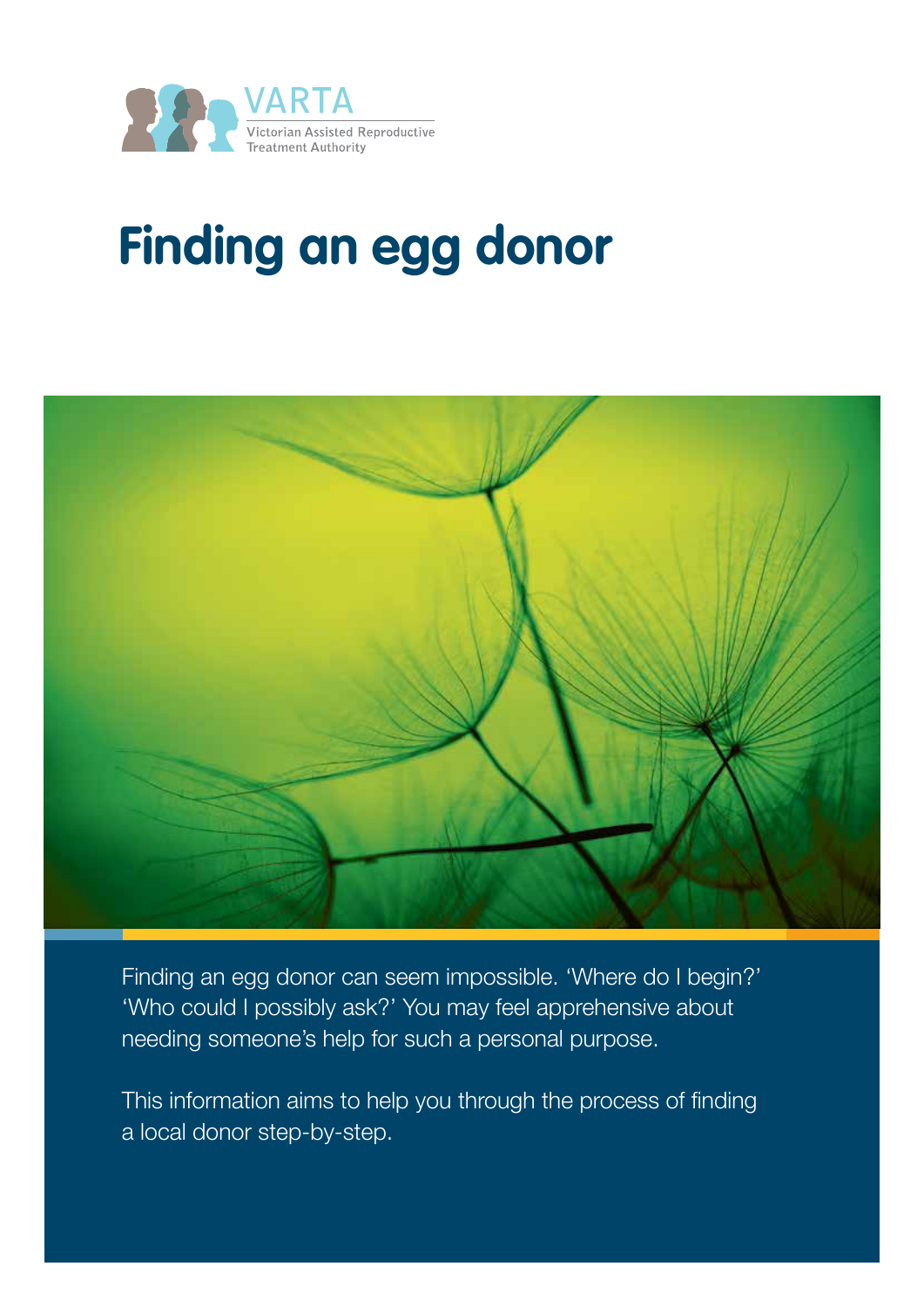VARTA

Victorian Assisted Reproductive Treatment Authority

# Finding an egg donor

Finding an egg donor can seem impossible. 'Where do I begin?' 'Who could I possibly ask?' You may feel apprehensive about needing someone's help for such a personal purpose.

This information aims to help you through the process of finding a local donor step-by-step.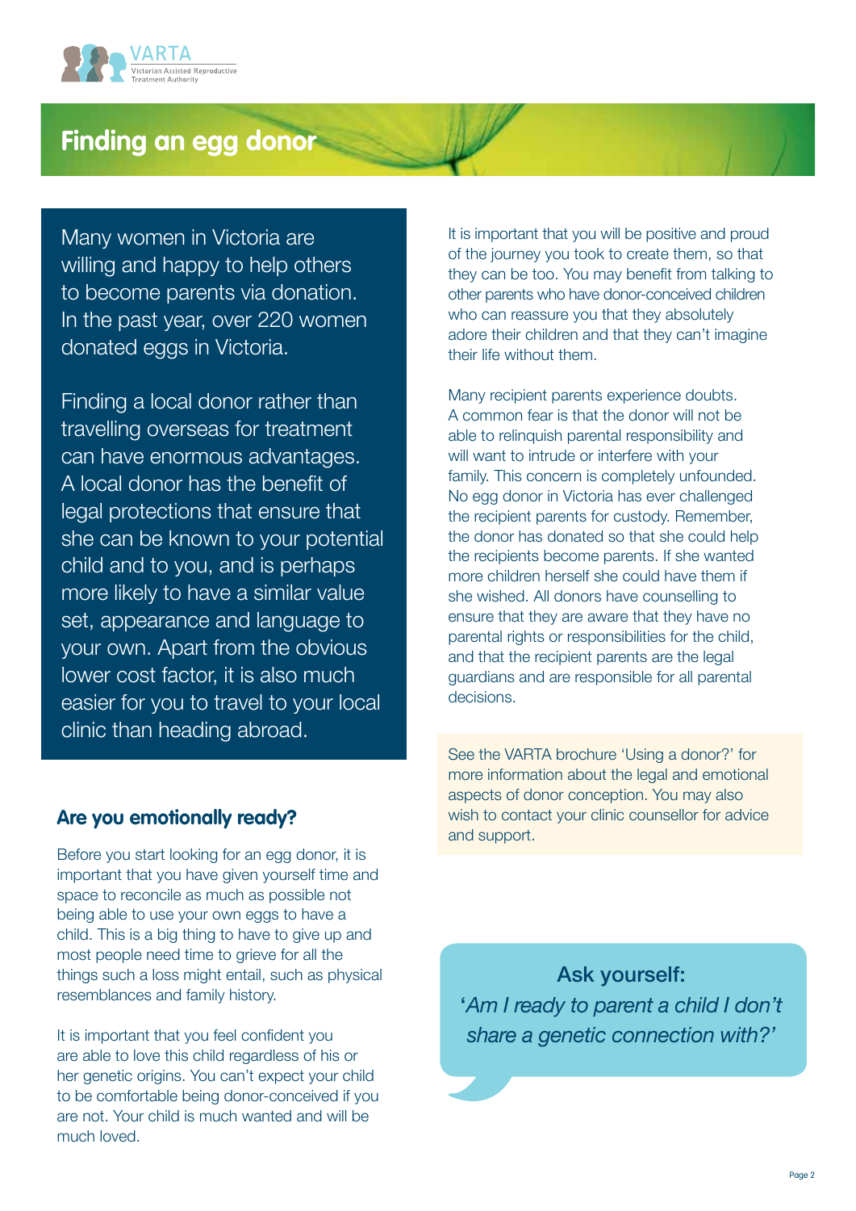# Finding an egg donor

Many women in Victoria are willing and happy to help others to become parents via donation. In the past year, over 220 women donated eggs in Victoria.

Finding a local donor rather than travelling overseas for treatment can have enormous advantages. A local donor has the benefit of legal protections that ensure that she can be known to your potential child and to you, and is perhaps more likely to have a similar value set, appearance and language to your own. Apart from the obvious lower cost factor, it is also much easier for you to travel to your local clinic than heading abroad.

## Are you emotionally ready?

Before you start looking for an egg donor, it is important that you have given yourself time and space to reconcile as much as possible not being able to use your own eggs to have a child. This is a big thing to have to give up and most people need time to grieve for all the things such a loss might entail, such as physical resemblances and family history.

It is important that you feel confident you are able to love this child regardless of his or her genetic origins. You can't expect your child to be comfortable being donor-conceived if you are not. Your child is much wanted and will be much loved.

It is important that you will be positive and proud of the journey you took to create them, so that they can be too. You may benefit from talking to other parents who have donor-conceived children who can reassure you that they absolutely adore their children and that they can't imagine their life without them.

Many recipient parents experience doubts. A common fear is that the donor will not be able to relinquish parental responsibility and will want to intrude or interfere with your family. This concern is completely unfounded. No egg donor in Victoria has ever challenged the recipient parents for custody. Remember, the donor has donated so that she could help the recipients become parents. If she wanted more children herself she could have them if she wished. All donors have counselling to ensure that they are aware that they have no parental rights or responsibilities for the child, and that the recipient parents are the legal guardians and are responsible for all parental decisions.

See the VARTA brochure 'Using a donor?' for more information about the legal and emotional aspects of donor conception. You may also wish to contact your clinic counsellor for advice and support.

**Ask yourself:**

*'Am I ready to parent a child I don't share a genetic connection with?'*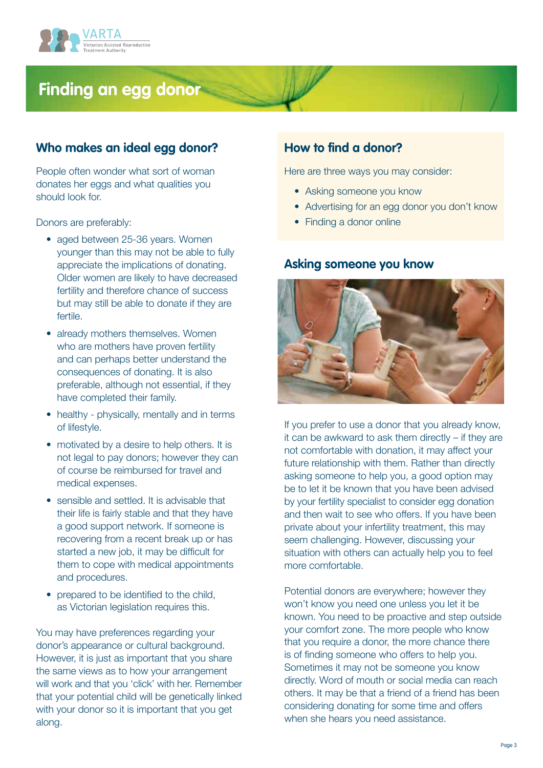# Finding an egg donor

## Who makes an ideal egg donor?

People often wonder what sort of woman donates her eggs and what qualities you should look for.

Donors are preferably:

- aged between 25-36 years. Women younger than this may not be able to fully appreciate the implications of donating. Older women are likely to have decreased fertility and therefore chance of success but may still be able to donate if they are fertile.
- already mothers themselves. Women who are mothers have proven fertility and can perhaps better understand the consequences of donating. It is also preferable, although not essential, if they have completed their family.
- healthy - physically, mentally and in terms of lifestyle.
- motivated by a desire to help others. It is not legal to pay donors; however they can of course be reimbursed for travel and medical expenses.
- sensible and settled. It is advisable that their life is fairly stable and that they have a good support network. If someone is recovering from a recent break up or has started a new job, it may be difficult for them to cope with medical appointments and procedures.
- prepared to be identified to the child, as Victorian legislation requires this.

You may have preferences regarding your donor's appearance or cultural background. However, it is just as important that you share the same views as to how your arrangement will work and that you 'click' with her. Remember that your potential child will be genetically linked with your donor so it is important that you get along.

## How to find a donor?

Here are three ways you may consider:

- Asking someone you know
- Advertising for an egg donor you don't know
- Finding a donor online

## Asking someone you know

If you prefer to use a donor that you already know, it can be awkward to ask them directly – if they are not comfortable with donation, it may affect your future relationship with them. Rather than directly asking someone to help you, a good option may be to let it be known that you have been advised by your fertility specialist to consider egg donation and then wait to see who offers. If you have been private about your infertility treatment, this may seem challenging. However, discussing your situation with others can actually help you to feel more comfortable.

Potential donors are everywhere; however they won't know you need one unless you let it be known. You need to be proactive and step outside your comfort zone. The more people who know that you require a donor, the more chance there is of finding someone who offers to help you. Sometimes it may not be someone you know directly. Word of mouth or social media can reach others. It may be that a friend of a friend has been considering donating for some time and offers when she hears you need assistance.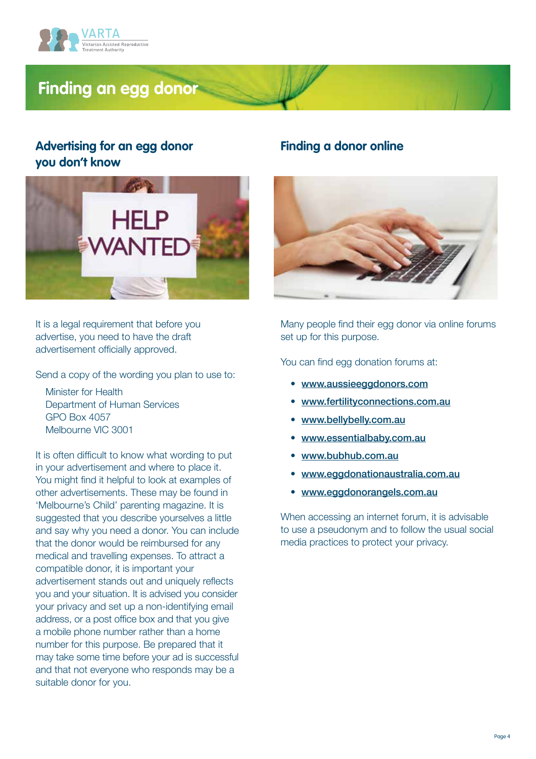# Finding an egg donor

## Advertising for an egg donor you don't know

It is a legal requirement that before you advertise, you need to have the draft advertisement officially approved.

Send a copy of the wording you plan to use to:

Minister for Health
Department of Human Services
GPO Box 4057
Melbourne VIC 3001

It is often difficult to know what wording to put in your advertisement and where to place it. You might find it helpful to look at examples of other advertisements. These may be found in 'Melbourne's Child' parenting magazine. It is suggested that you describe yourselves a little and say why you need a donor. You can include that the donor would be reimbursed for any medical and travelling expenses. To attract a compatible donor, it is important your advertisement stands out and uniquely reflects you and your situation. It is advised you consider your privacy and set up a non-identifying email address, or a post office box and that you give a mobile phone number rather than a home number for this purpose. Be prepared that it may take some time before your ad is successful and that not everyone who responds may be a suitable donor for you.

## Finding a donor online

Many people find their egg donor via online forums set up for this purpose.

You can find egg donation forums at:

- www.aussieeggdonors.com
- www.fertilityconnections.com.au
- www.bellybelly.com.au
- www.essentialbaby.com.au
- www.bubhub.com.au
- www.eggdonationaustralia.com.au
- www.eggdonorangels.com.au

When accessing an internet forum, it is advisable to use a pseudonym and to follow the usual social media practices to protect your privacy.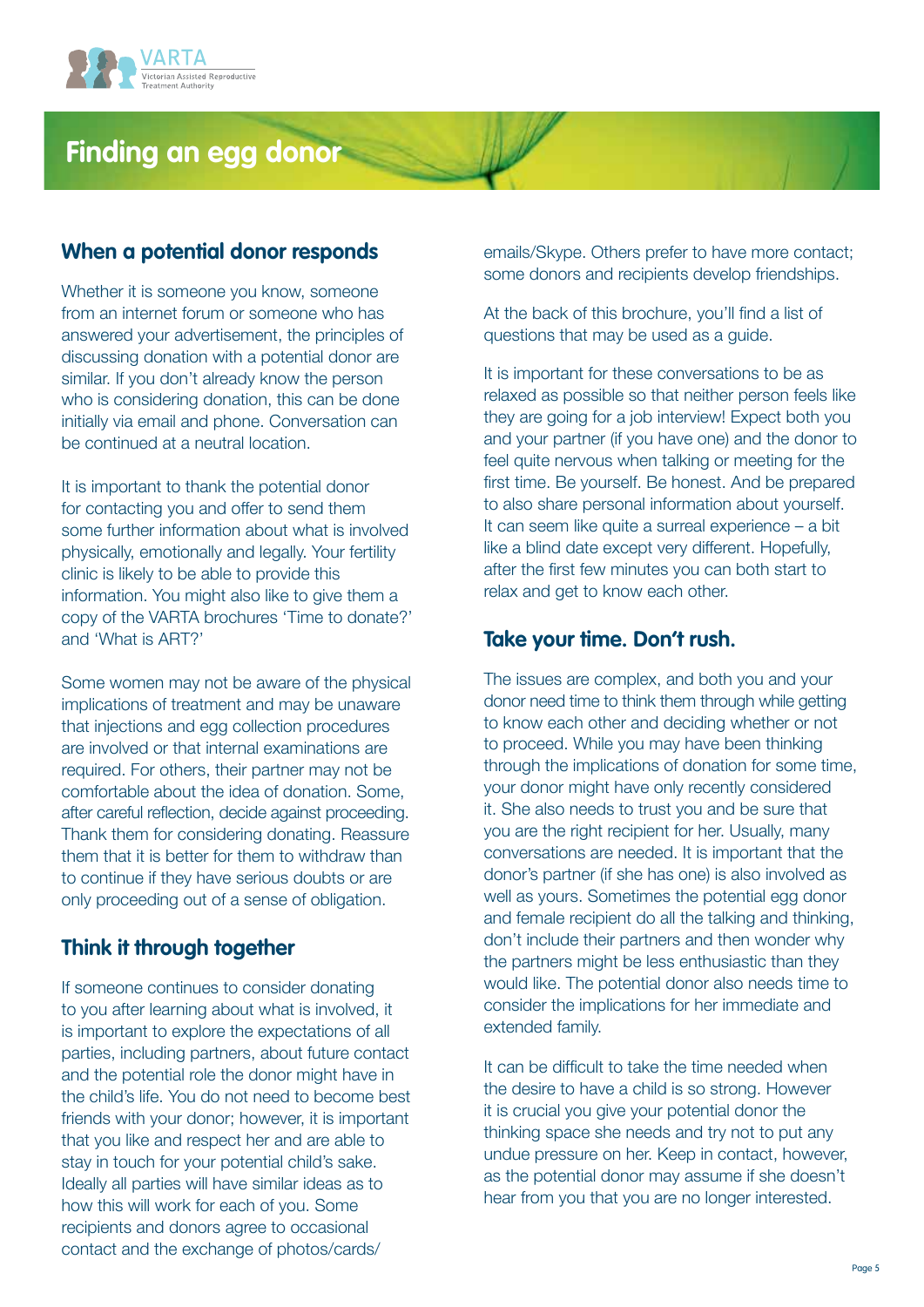# Finding an egg donor

## When a potential donor responds

Whether it is someone you know, someone from an internet forum or someone who has answered your advertisement, the principles of discussing donation with a potential donor are similar. If you don't already know the person who is considering donation, this can be done initially via email and phone. Conversation can be continued at a neutral location.

It is important to thank the potential donor for contacting you and offer to send them some further information about what is involved physically, emotionally and legally. Your fertility clinic is likely to be able to provide this information. You might also like to give them a copy of the VARTA brochures 'Time to donate?' and 'What is ART?'

Some women may not be aware of the physical implications of treatment and may be unaware that injections and egg collection procedures are involved or that internal examinations are required. For others, their partner may not be comfortable about the idea of donation. Some, after careful reflection, decide against proceeding. Thank them for considering donating. Reassure them that it is better for them to withdraw than to continue if they have serious doubts or are only proceeding out of a sense of obligation.

## Think it through together

If someone continues to consider donating to you after learning about what is involved, it is important to explore the expectations of all parties, including partners, about future contact and the potential role the donor might have in the child's life. You do not need to become best friends with your donor; however, it is important that you like and respect her and are able to stay in touch for your potential child's sake. Ideally all parties will have similar ideas as to how this will work for each of you. Some recipients and donors agree to occasional contact and the exchange of photos/cards/emails/Skype. Others prefer to have more contact; some donors and recipients develop friendships.

At the back of this brochure, you'll find a list of questions that may be used as a guide.

It is important for these conversations to be as relaxed as possible so that neither person feels like they are going for a job interview! Expect both you and your partner (if you have one) and the donor to feel quite nervous when talking or meeting for the first time. Be yourself. Be honest. And be prepared to also share personal information about yourself. It can seem like quite a surreal experience – a bit like a blind date except very different. Hopefully, after the first few minutes you can both start to relax and get to know each other.

## Take your time. Don't rush.

The issues are complex, and both you and your donor need time to think them through while getting to know each other and deciding whether or not to proceed. While you may have been thinking through the implications of donation for some time, your donor might have only recently considered it. She also needs to trust you and be sure that you are the right recipient for her. Usually, many conversations are needed. It is important that the donor's partner (if she has one) is also involved as well as yours. Sometimes the potential egg donor and female recipient do all the talking and thinking, don't include their partners and then wonder why the partners might be less enthusiastic than they would like. The potential donor also needs time to consider the implications for her immediate and extended family.

It can be difficult to take the time needed when the desire to have a child is so strong. However it is crucial you give your potential donor the thinking space she needs and try not to put any undue pressure on her. Keep in contact, however, as the potential donor may assume if she doesn't hear from you that you are no longer interested.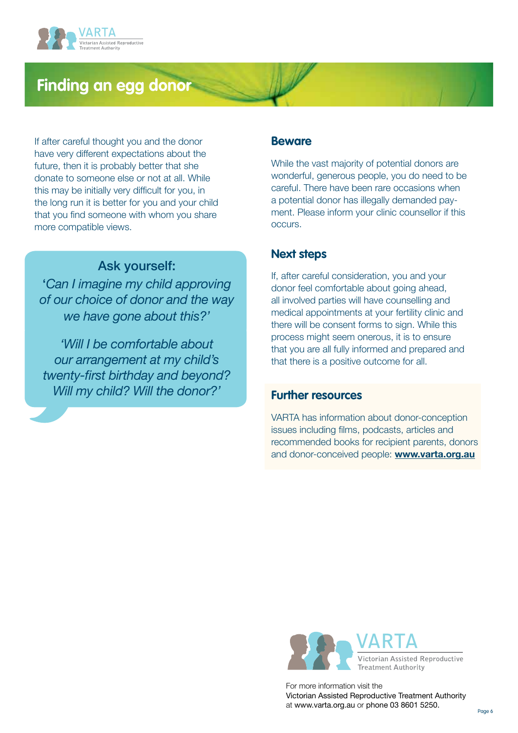# Finding an egg donor

If after careful thought you and the donor have very different expectations about the future, then it is probably better that she donate to someone else or not at all. While this may be initially very difficult for you, in the long run it is better for you and your child that you find someone with whom you share more compatible views.

> **Ask yourself:**
>
> '*Can I imagine my child approving of our choice of donor and the way we have gone about this?'*
>
> *'Will I be comfortable about our arrangement at my child's twenty-first birthday and beyond? Will my child? Will the donor?'*

## Beware

While the vast majority of potential donors are wonderful, generous people, you do need to be careful. There have been rare occasions when a potential donor has illegally demanded payment. Please inform your clinic counsellor if this occurs.

## Next steps

If, after careful consideration, you and your donor feel comfortable about going ahead, all involved parties will have counselling and medical appointments at your fertility clinic and there will be consent forms to sign. While this process might seem onerous, it is to ensure that you are all fully informed and prepared and that there is a positive outcome for all.

## Further resources

VARTA has information about donor-conception issues including films, podcasts, articles and recommended books for recipient parents, donors and donor-conceived people: **www.varta.org.au**

VARTA Victorian Assisted Reproductive Treatment Authority

For more information visit the Victorian Assisted Reproductive Treatment Authority at www.varta.org.au or phone 03 8601 5250.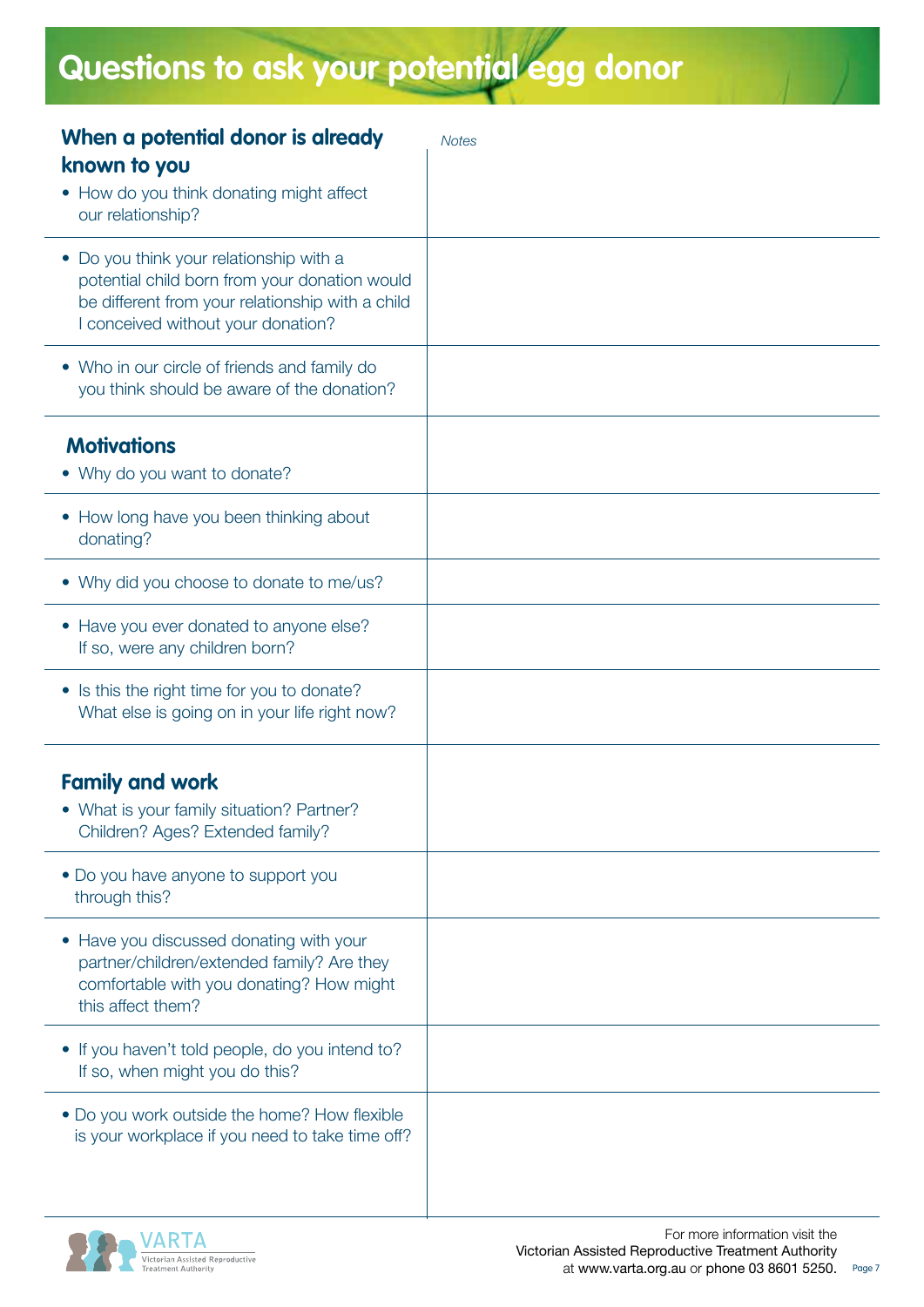# Questions to ask your potential egg donor

## When a potential donor is already known to you

*Notes*

- How do you think donating might affect our relationship?
- Do you think your relationship with a potential child born from your donation would be different from your relationship with a child I conceived without your donation?
- Who in our circle of friends and family do you think should be aware of the donation?

## Motivations

- Why do you want to donate?
- How long have you been thinking about donating?
- Why did you choose to donate to me/us?
- Have you ever donated to anyone else? If so, were any children born?
- Is this the right time for you to donate? What else is going on in your life right now?

## Family and work

- What is your family situation? Partner? Children? Ages? Extended family?
- Do you have anyone to support you through this?
- Have you discussed donating with your partner/children/extended family? Are they comfortable with you donating? How might this affect them?
- If you haven't told people, do you intend to? If so, when might you do this?
- Do you work outside the home? How flexible is your workplace if you need to take time off?

VARTA Victorian Assisted Reproductive Treatment Authority

For more information visit the Victorian Assisted Reproductive Treatment Authority at www.varta.org.au or phone 03 8601 5250.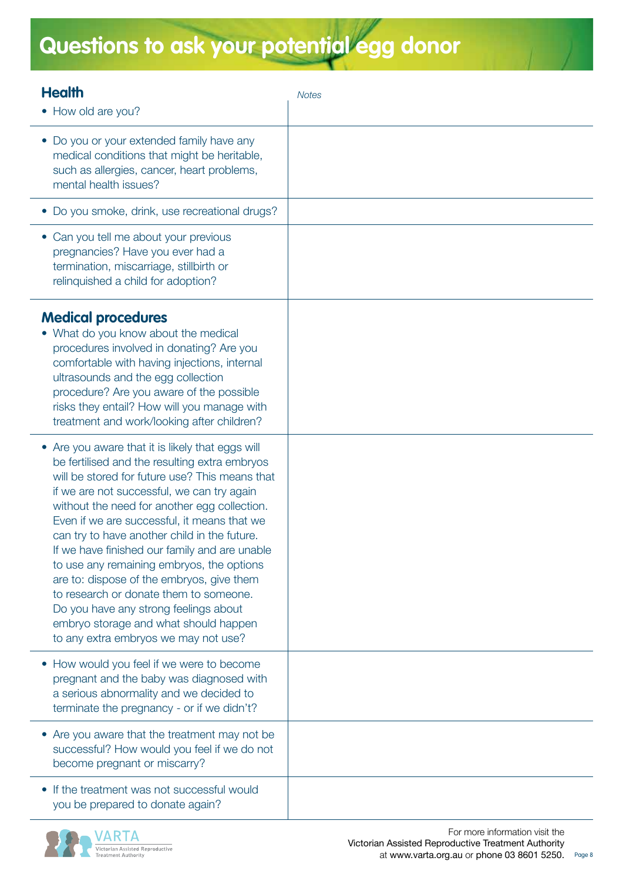# Questions to ask your potential egg donor

| | *Notes* |
|---|---|
| **Health**<br>• How old are you? | |
| • Do you or your extended family have any medical conditions that might be heritable, such as allergies, cancer, heart problems, mental health issues? | |
| • Do you smoke, drink, use recreational drugs? | |
| • Can you tell me about your previous pregnancies? Have you ever had a termination, miscarriage, stillbirth or relinquished a child for adoption? | |
| **Medical procedures**<br>• What do you know about the medical procedures involved in donating? Are you comfortable with having injections, internal ultrasounds and the egg collection procedure? Are you aware of the possible risks they entail? How will you manage with treatment and work/looking after children? | |
| • Are you aware that it is likely that eggs will be fertilised and the resulting extra embryos will be stored for future use? This means that if we are not successful, we can try again without the need for another egg collection. Even if we are successful, it means that we can try to have another child in the future. If we have finished our family and are unable to use any remaining embryos, the options are to: dispose of the embryos, give them to research or donate them to someone. Do you have any strong feelings about embryo storage and what should happen to any extra embryos we may not use? | |
| • How would you feel if we were to become pregnant and the baby was diagnosed with a serious abnormality and we decided to terminate the pregnancy - or if we didn't? | |
| • Are you aware that the treatment may not be successful? How would you feel if we do not become pregnant or miscarry? | |
| • If the treatment was not successful would you be prepared to donate again? | |

For more information visit the Victorian Assisted Reproductive Treatment Authority at www.varta.org.au or phone 03 8601 5250.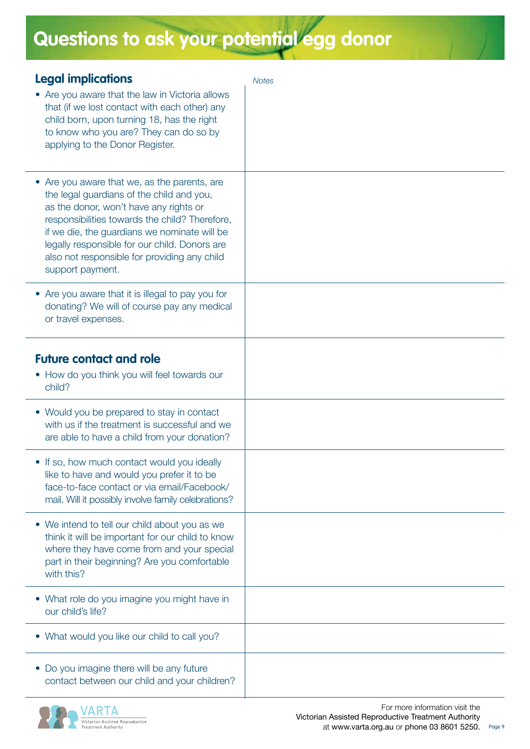# Questions to ask your potential egg donor

| | Notes |
|---|---|
| **Legal implications** | |
| • Are you aware that the law in Victoria allows that (if we lost contact with each other) any child born, upon turning 18, has the right to know who you are? They can do so by applying to the Donor Register. | |
| • Are you aware that we, as the parents, are the legal guardians of the child and you, as the donor, won't have any rights or responsibilities towards the child? Therefore, if we die, the guardians we nominate will be legally responsible for our child. Donors are also not responsible for providing any child support payment. | |
| • Are you aware that it is illegal to pay you for donating? We will of course pay any medical or travel expenses. | |
| **Future contact and role** | |
| • How do you think you will feel towards our child? | |
| • Would you be prepared to stay in contact with us if the treatment is successful and we are able to have a child from your donation? | |
| • If so, how much contact would you ideally like to have and would you prefer it to be face-to-face contact or via email/Facebook/mail. Will it possibly involve family celebrations? | |
| • We intend to tell our child about you as we think it will be important for our child to know where they have come from and your special part in their beginning? Are you comfortable with this? | |
| • What role do you imagine you might have in our child's life? | |
| • What would you like our child to call you? | |
| • Do you imagine there will be any future contact between our child and your children? | |

VARTA Victorian Assisted Reproductive Treatment Authority

For more information visit the Victorian Assisted Reproductive Treatment Authority at www.varta.org.au or phone 03 8601 5250.